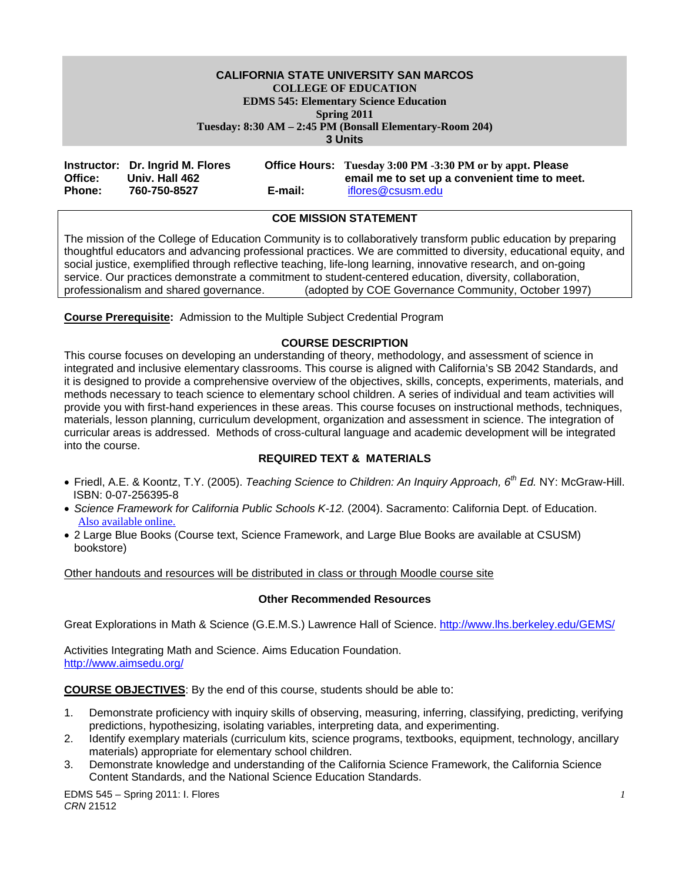**CALIFORNIA STATE UNIVERSITY SAN MARCOS**
**COLLEGE OF EDUCATION**
**EDMS 545: Elementary Science Education**
**Spring 2011**
**Tuesday: 8:30 AM – 2:45 PM (Bonsall Elementary-Room 204)**
**3 Units**

**Instructor:** **Dr. Ingrid M. Flores**
**Office:** **Univ. Hall 462**
**Phone:** **760-750-8527**

**Office Hours:** **Tuesday 3:00 PM -3:30 PM or by appt. Please email me to set up a convenient time to meet.**
**E-mail:** iflores@csusm.edu

**COE MISSION STATEMENT**

The mission of the College of Education Community is to collaboratively transform public education by preparing thoughtful educators and advancing professional practices. We are committed to diversity, educational equity, and social justice, exemplified through reflective teaching, life-long learning, innovative research, and on-going service. Our practices demonstrate a commitment to student-centered education, diversity, collaboration, professionalism and shared governance. (adopted by COE Governance Community, October 1997)

**Course Prerequisite:** Admission to the Multiple Subject Credential Program

## COURSE DESCRIPTION

This course focuses on developing an understanding of theory, methodology, and assessment of science in integrated and inclusive elementary classrooms. This course is aligned with California's SB 2042 Standards, and it is designed to provide a comprehensive overview of the objectives, skills, concepts, experiments, materials, and methods necessary to teach science to elementary school children. A series of individual and team activities will provide you with first-hand experiences in these areas. This course focuses on instructional methods, techniques, materials, lesson planning, curriculum development, organization and assessment in science. The integration of curricular areas is addressed. Methods of cross-cultural language and academic development will be integrated into the course.

## REQUIRED TEXT & MATERIALS

- Friedl, A.E. & Koontz, T.Y. (2005). *Teaching Science to Children: An Inquiry Approach, 6th Ed.* NY: McGraw-Hill. ISBN: 0-07-256395-8
- *Science Framework for California Public Schools K-12.* (2004). Sacramento: California Dept. of Education. Also available online.
- 2 Large Blue Books (Course text, Science Framework, and Large Blue Books are available at CSUSM) bookstore)

Other handouts and resources will be distributed in class or through Moodle course site

### Other Recommended Resources

Great Explorations in Math & Science (G.E.M.S.) Lawrence Hall of Science. http://www.lhs.berkeley.edu/GEMS/

Activities Integrating Math and Science. Aims Education Foundation. http://www.aimsedu.org/

**COURSE OBJECTIVES**: By the end of this course, students should be able to:

1. Demonstrate proficiency with inquiry skills of observing, measuring, inferring, classifying, predicting, verifying predictions, hypothesizing, isolating variables, interpreting data, and experimenting.
2. Identify exemplary materials (curriculum kits, science programs, textbooks, equipment, technology, ancillary materials) appropriate for elementary school children.
3. Demonstrate knowledge and understanding of the California Science Framework, the California Science Content Standards, and the National Science Education Standards.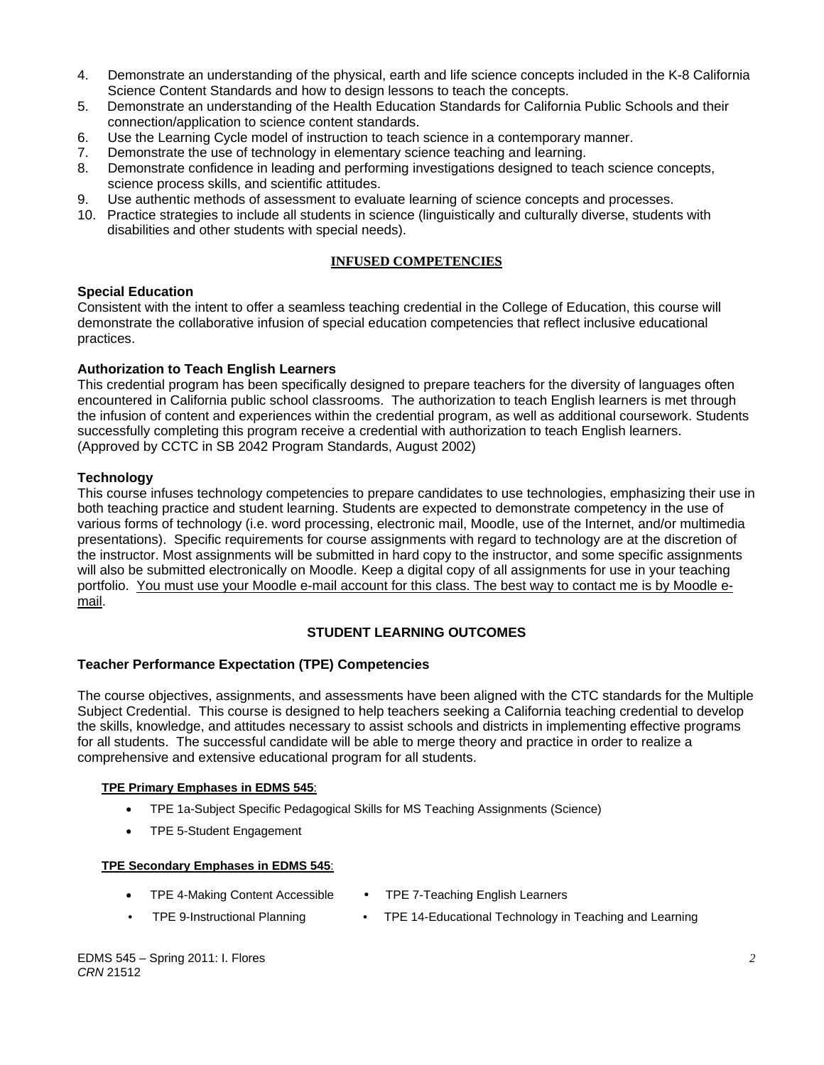4. Demonstrate an understanding of the physical, earth and life science concepts included in the K-8 California Science Content Standards and how to design lessons to teach the concepts.
5. Demonstrate an understanding of the Health Education Standards for California Public Schools and their connection/application to science content standards.
6. Use the Learning Cycle model of instruction to teach science in a contemporary manner.
7. Demonstrate the use of technology in elementary science teaching and learning.
8. Demonstrate confidence in leading and performing investigations designed to teach science concepts, science process skills, and scientific attitudes.
9. Use authentic methods of assessment to evaluate learning of science concepts and processes.
10. Practice strategies to include all students in science (linguistically and culturally diverse, students with disabilities and other students with special needs).

## INFUSED COMPETENCIES

### Special Education

Consistent with the intent to offer a seamless teaching credential in the College of Education, this course will demonstrate the collaborative infusion of special education competencies that reflect inclusive educational practices.

### Authorization to Teach English Learners

This credential program has been specifically designed to prepare teachers for the diversity of languages often encountered in California public school classrooms. The authorization to teach English learners is met through the infusion of content and experiences within the credential program, as well as additional coursework. Students successfully completing this program receive a credential with authorization to teach English learners. (Approved by CCTC in SB 2042 Program Standards, August 2002)

### Technology

This course infuses technology competencies to prepare candidates to use technologies, emphasizing their use in both teaching practice and student learning. Students are expected to demonstrate competency in the use of various forms of technology (i.e. word processing, electronic mail, Moodle, use of the Internet, and/or multimedia presentations). Specific requirements for course assignments with regard to technology are at the discretion of the instructor. Most assignments will be submitted in hard copy to the instructor, and some specific assignments will also be submitted electronically on Moodle. Keep a digital copy of all assignments for use in your teaching portfolio. <u>You must use your Moodle e-mail account for this class. The best way to contact me is by Moodle e-mail</u>.

## STUDENT LEARNING OUTCOMES

### Teacher Performance Expectation (TPE) Competencies

The course objectives, assignments, and assessments have been aligned with the CTC standards for the Multiple Subject Credential. This course is designed to help teachers seeking a California teaching credential to develop the skills, knowledge, and attitudes necessary to assist schools and districts in implementing effective programs for all students. The successful candidate will be able to merge theory and practice in order to realize a comprehensive and extensive educational program for all students.

**<u>TPE Primary Emphases in EDMS 545</u>:**

- TPE 1a-Subject Specific Pedagogical Skills for MS Teaching Assignments (Science)
- TPE 5-Student Engagement

**<u>TPE Secondary Emphases in EDMS 545</u>:**

- TPE 4-Making Content Accessible
- TPE 7-Teaching English Learners
- TPE 9-Instructional Planning
- TPE 14-Educational Technology in Teaching and Learning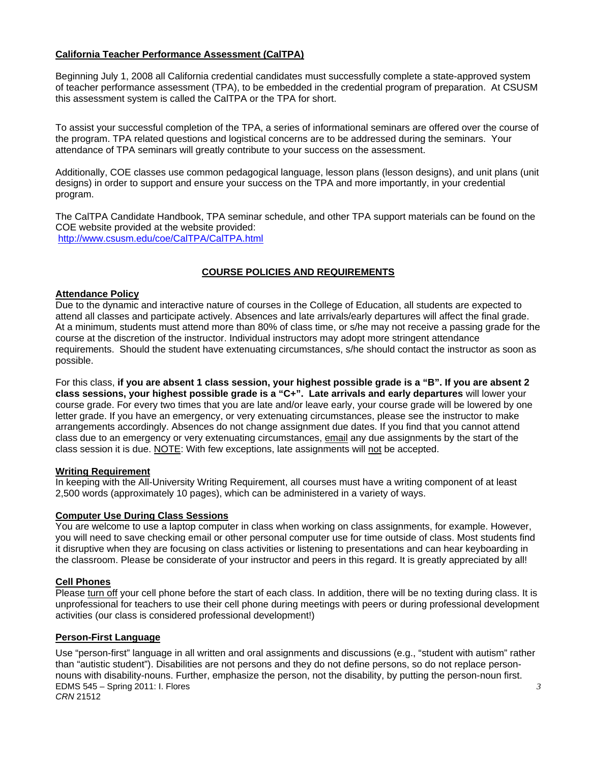## California Teacher Performance Assessment (CalTPA)

Beginning July 1, 2008 all California credential candidates must successfully complete a state-approved system of teacher performance assessment (TPA), to be embedded in the credential program of preparation. At CSUSM this assessment system is called the CalTPA or the TPA for short.

To assist your successful completion of the TPA, a series of informational seminars are offered over the course of the program. TPA related questions and logistical concerns are to be addressed during the seminars. Your attendance of TPA seminars will greatly contribute to your success on the assessment.

Additionally, COE classes use common pedagogical language, lesson plans (lesson designs), and unit plans (unit designs) in order to support and ensure your success on the TPA and more importantly, in your credential program.

The CalTPA Candidate Handbook, TPA seminar schedule, and other TPA support materials can be found on the COE website provided at the website provided:
http://www.csusm.edu/coe/CalTPA/CalTPA.html

## COURSE POLICIES AND REQUIREMENTS

### Attendance Policy

Due to the dynamic and interactive nature of courses in the College of Education, all students are expected to attend all classes and participate actively. Absences and late arrivals/early departures will affect the final grade. At a minimum, students must attend more than 80% of class time, or s/he may not receive a passing grade for the course at the discretion of the instructor. Individual instructors may adopt more stringent attendance requirements. Should the student have extenuating circumstances, s/he should contact the instructor as soon as possible.

For this class, **if you are absent 1 class session, your highest possible grade is a "B". If you are absent 2 class sessions, your highest possible grade is a "C+". Late arrivals and early departures** will lower your course grade. For every two times that you are late and/or leave early, your course grade will be lowered by one letter grade. If you have an emergency, or very extenuating circumstances, please see the instructor to make arrangements accordingly. Absences do not change assignment due dates. If you find that you cannot attend class due to an emergency or very extenuating circumstances, email any due assignments by the start of the class session it is due. NOTE: With few exceptions, late assignments will not be accepted.

### Writing Requirement

In keeping with the All-University Writing Requirement, all courses must have a writing component of at least 2,500 words (approximately 10 pages), which can be administered in a variety of ways.

### Computer Use During Class Sessions

You are welcome to use a laptop computer in class when working on class assignments, for example. However, you will need to save checking email or other personal computer use for time outside of class. Most students find it disruptive when they are focusing on class activities or listening to presentations and can hear keyboarding in the classroom. Please be considerate of your instructor and peers in this regard. It is greatly appreciated by all!

### Cell Phones

Please turn off your cell phone before the start of each class. In addition, there will be no texting during class. It is unprofessional for teachers to use their cell phone during meetings with peers or during professional development activities (our class is considered professional development!)

### Person-First Language

Use "person-first" language in all written and oral assignments and discussions (e.g., "student with autism" rather than "autistic student"). Disabilities are not persons and they do not define persons, so do not replace person-nouns with disability-nouns. Further, emphasize the person, not the disability, by putting the person-noun first.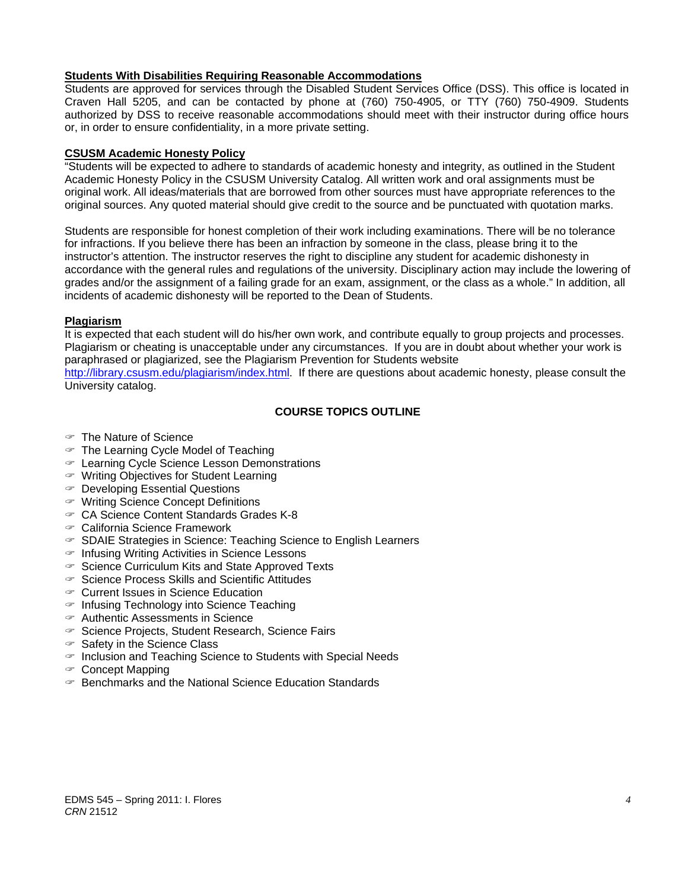**Students With Disabilities Requiring Reasonable Accommodations**

Students are approved for services through the Disabled Student Services Office (DSS). This office is located in Craven Hall 5205, and can be contacted by phone at (760) 750-4905, or TTY (760) 750-4909. Students authorized by DSS to receive reasonable accommodations should meet with their instructor during office hours or, in order to ensure confidentiality, in a more private setting.

**CSUSM Academic Honesty Policy**

"Students will be expected to adhere to standards of academic honesty and integrity, as outlined in the Student Academic Honesty Policy in the CSUSM University Catalog. All written work and oral assignments must be original work. All ideas/materials that are borrowed from other sources must have appropriate references to the original sources. Any quoted material should give credit to the source and be punctuated with quotation marks.

Students are responsible for honest completion of their work including examinations. There will be no tolerance for infractions. If you believe there has been an infraction by someone in the class, please bring it to the instructor's attention. The instructor reserves the right to discipline any student for academic dishonesty in accordance with the general rules and regulations of the university. Disciplinary action may include the lowering of grades and/or the assignment of a failing grade for an exam, assignment, or the class as a whole." In addition, all incidents of academic dishonesty will be reported to the Dean of Students.

**Plagiarism**

It is expected that each student will do his/her own work, and contribute equally to group projects and processes. Plagiarism or cheating is unacceptable under any circumstances. If you are in doubt about whether your work is paraphrased or plagiarized, see the Plagiarism Prevention for Students website http://library.csusm.edu/plagiarism/index.html. If there are questions about academic honesty, please consult the University catalog.

## COURSE TOPICS OUTLINE

- The Nature of Science
- The Learning Cycle Model of Teaching
- Learning Cycle Science Lesson Demonstrations
- Writing Objectives for Student Learning
- Developing Essential Questions
- Writing Science Concept Definitions
- CA Science Content Standards Grades K-8
- California Science Framework
- SDAIE Strategies in Science: Teaching Science to English Learners
- Infusing Writing Activities in Science Lessons
- Science Curriculum Kits and State Approved Texts
- Science Process Skills and Scientific Attitudes
- Current Issues in Science Education
- Infusing Technology into Science Teaching
- Authentic Assessments in Science
- Science Projects, Student Research, Science Fairs
- Safety in the Science Class
- Inclusion and Teaching Science to Students with Special Needs
- Concept Mapping
- Benchmarks and the National Science Education Standards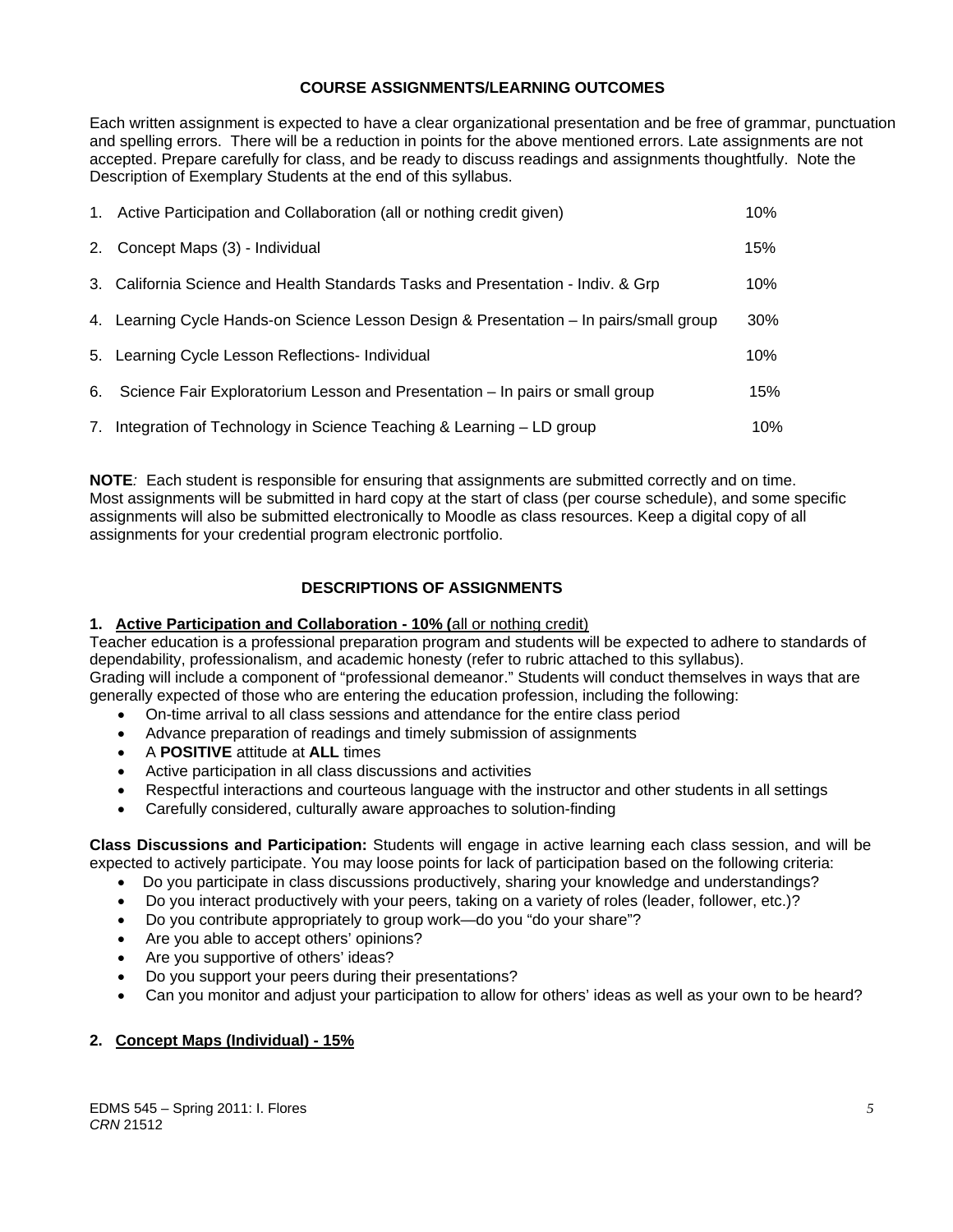## COURSE ASSIGNMENTS/LEARNING OUTCOMES

Each written assignment is expected to have a clear organizational presentation and be free of grammar, punctuation and spelling errors. There will be a reduction in points for the above mentioned errors. Late assignments are not accepted. Prepare carefully for class, and be ready to discuss readings and assignments thoughtfully. Note the Description of Exemplary Students at the end of this syllabus.

| | |
|---|---|
| 1. Active Participation and Collaboration (all or nothing credit given) | 10% |
| 2. Concept Maps (3) - Individual | 15% |
| 3. California Science and Health Standards Tasks and Presentation - Indiv. & Grp | 10% |
| 4. Learning Cycle Hands-on Science Lesson Design & Presentation – In pairs/small group | 30% |
| 5. Learning Cycle Lesson Reflections- Individual | 10% |
| 6. Science Fair Exploratorium Lesson and Presentation – In pairs or small group | 15% |
| 7. Integration of Technology in Science Teaching & Learning – LD group | 10% |

**NOTE***:* Each student is responsible for ensuring that assignments are submitted correctly and on time. Most assignments will be submitted in hard copy at the start of class (per course schedule), and some specific assignments will also be submitted electronically to Moodle as class resources. Keep a digital copy of all assignments for your credential program electronic portfolio.

## DESCRIPTIONS OF ASSIGNMENTS

**1. Active Participation and Collaboration - 10% (**all or nothing credit)

Teacher education is a professional preparation program and students will be expected to adhere to standards of dependability, professionalism, and academic honesty (refer to rubric attached to this syllabus).
Grading will include a component of "professional demeanor." Students will conduct themselves in ways that are generally expected of those who are entering the education profession, including the following:

- On-time arrival to all class sessions and attendance for the entire class period
- Advance preparation of readings and timely submission of assignments
- A **POSITIVE** attitude at **ALL** times
- Active participation in all class discussions and activities
- Respectful interactions and courteous language with the instructor and other students in all settings
- Carefully considered, culturally aware approaches to solution-finding

**Class Discussions and Participation:** Students will engage in active learning each class session, and will be expected to actively participate. You may loose points for lack of participation based on the following criteria:

- Do you participate in class discussions productively, sharing your knowledge and understandings?
- Do you interact productively with your peers, taking on a variety of roles (leader, follower, etc.)?
- Do you contribute appropriately to group work—do you "do your share"?
- Are you able to accept others' opinions?
- Are you supportive of others' ideas?
- Do you support your peers during their presentations?
- Can you monitor and adjust your participation to allow for others' ideas as well as your own to be heard?

**2. Concept Maps (Individual) - 15%**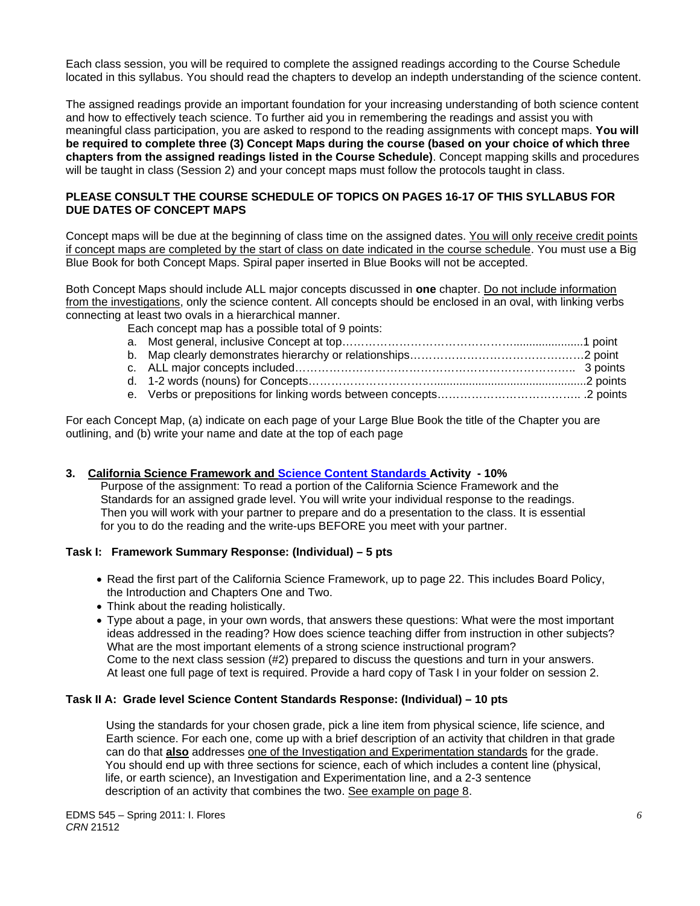Each class session, you will be required to complete the assigned readings according to the Course Schedule located in this syllabus. You should read the chapters to develop an indepth understanding of the science content.

The assigned readings provide an important foundation for your increasing understanding of both science content and how to effectively teach science. To further aid you in remembering the readings and assist you with meaningful class participation, you are asked to respond to the reading assignments with concept maps. **You will be required to complete three (3) Concept Maps during the course (based on your choice of which three chapters from the assigned readings listed in the Course Schedule)**. Concept mapping skills and procedures will be taught in class (Session 2) and your concept maps must follow the protocols taught in class.

**PLEASE CONSULT THE COURSE SCHEDULE OF TOPICS ON PAGES 16-17 OF THIS SYLLABUS FOR DUE DATES OF CONCEPT MAPS**

Concept maps will be due at the beginning of class time on the assigned dates. <u>You will only receive credit points if concept maps are completed by the start of class on date indicated in the course schedule</u>. You must use a Big Blue Book for both Concept Maps. Spiral paper inserted in Blue Books will not be accepted.

Both Concept Maps should include ALL major concepts discussed in **one** chapter. <u>Do not include information from the investigations</u>, only the science content. All concepts should be enclosed in an oval, with linking verbs connecting at least two ovals in a hierarchical manner.

Each concept map has a possible total of 9 points:

a. Most general, inclusive Concept at top……………………………………......................1 point
b. Map clearly demonstrates hierarchy or relationships………………………………….…2 point
c. ALL major concepts included……………………………………………………………….. 3 points
d. 1-2 words (nouns) for Concepts………………………….................................................2 points
e. Verbs or prepositions for linking words between concepts……………………………….. .2 points

For each Concept Map, (a) indicate on each page of your Large Blue Book the title of the Chapter you are outlining, and (b) write your name and date at the top of each page

### 3. <u>California Science Framework and Science Content Standards Activity</u> - 10%

Purpose of the assignment: To read a portion of the California Science Framework and the Standards for an assigned grade level. You will write your individual response to the readings. Then you will work with your partner to prepare and do a presentation to the class. It is essential for you to do the reading and the write-ups BEFORE you meet with your partner.

#### Task I: Framework Summary Response: (Individual) – 5 pts

- Read the first part of the California Science Framework, up to page 22. This includes Board Policy, the Introduction and Chapters One and Two.
- Think about the reading holistically.
- Type about a page, in your own words, that answers these questions: What were the most important ideas addressed in the reading? How does science teaching differ from instruction in other subjects? What are the most important elements of a strong science instructional program?
  Come to the next class session (#2) prepared to discuss the questions and turn in your answers. At least one full page of text is required. Provide a hard copy of Task I in your folder on session 2.

#### Task II A: Grade level Science Content Standards Response: (Individual) – 10 pts

Using the standards for your chosen grade, pick a line item from physical science, life science, and Earth science. For each one, come up with a brief description of an activity that children in that grade can do that <u>**also**</u> addresses <u>one of the Investigation and Experimentation standards</u> for the grade. You should end up with three sections for science, each of which includes a content line (physical, life, or earth science), an Investigation and Experimentation line, and a 2-3 sentence description of an activity that combines the two. <u>See example on page 8</u>.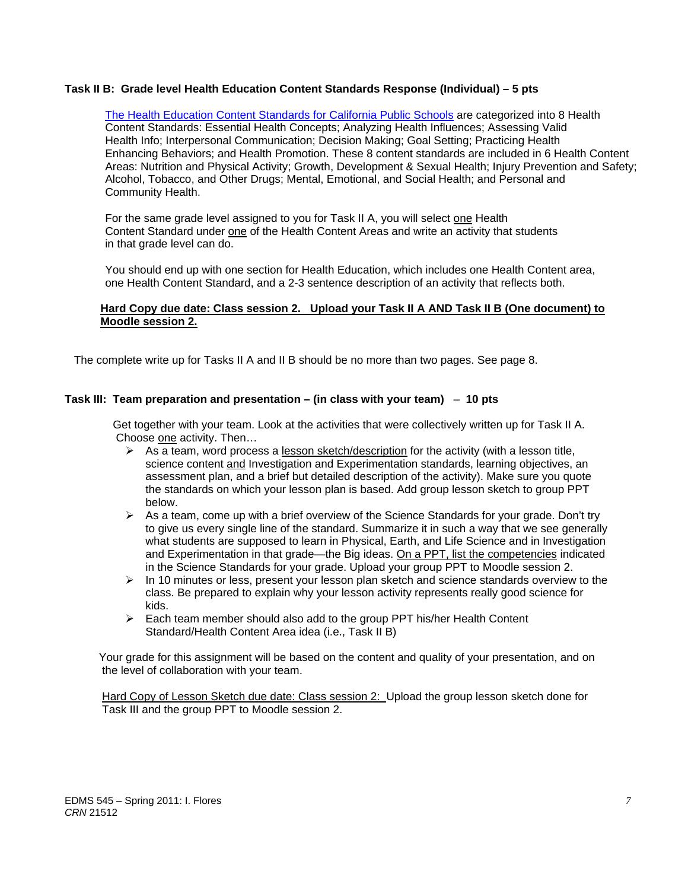### Task II B: Grade level Health Education Content Standards Response (Individual) – 5 pts

The Health Education Content Standards for California Public Schools are categorized into 8 Health Content Standards: Essential Health Concepts; Analyzing Health Influences; Assessing Valid Health Info; Interpersonal Communication; Decision Making; Goal Setting; Practicing Health Enhancing Behaviors; and Health Promotion. These 8 content standards are included in 6 Health Content Areas: Nutrition and Physical Activity; Growth, Development & Sexual Health; Injury Prevention and Safety; Alcohol, Tobacco, and Other Drugs; Mental, Emotional, and Social Health; and Personal and Community Health.

For the same grade level assigned to you for Task II A, you will select one Health Content Standard under one of the Health Content Areas and write an activity that students in that grade level can do.

You should end up with one section for Health Education, which includes one Health Content area, one Health Content Standard, and a 2-3 sentence description of an activity that reflects both.

**Hard Copy due date: Class session 2. Upload your Task II A AND Task II B (One document) to Moodle session 2.**

The complete write up for Tasks II A and II B should be no more than two pages. See page 8.

### Task III: Team preparation and presentation – (in class with your team) – 10 pts

Get together with your team. Look at the activities that were collectively written up for Task II A. Choose one activity. Then…

- As a team, word process a lesson sketch/description for the activity (with a lesson title, science content and Investigation and Experimentation standards, learning objectives, an assessment plan, and a brief but detailed description of the activity). Make sure you quote the standards on which your lesson plan is based. Add group lesson sketch to group PPT below.
- As a team, come up with a brief overview of the Science Standards for your grade. Don't try to give us every single line of the standard. Summarize it in such a way that we see generally what students are supposed to learn in Physical, Earth, and Life Science and in Investigation and Experimentation in that grade—the Big ideas. On a PPT, list the competencies indicated in the Science Standards for your grade. Upload your group PPT to Moodle session 2.
- In 10 minutes or less, present your lesson plan sketch and science standards overview to the class. Be prepared to explain why your lesson activity represents really good science for kids.
- Each team member should also add to the group PPT his/her Health Content Standard/Health Content Area idea (i.e., Task II B)

Your grade for this assignment will be based on the content and quality of your presentation, and on the level of collaboration with your team.

Hard Copy of Lesson Sketch due date: Class session 2: Upload the group lesson sketch done for Task III and the group PPT to Moodle session 2.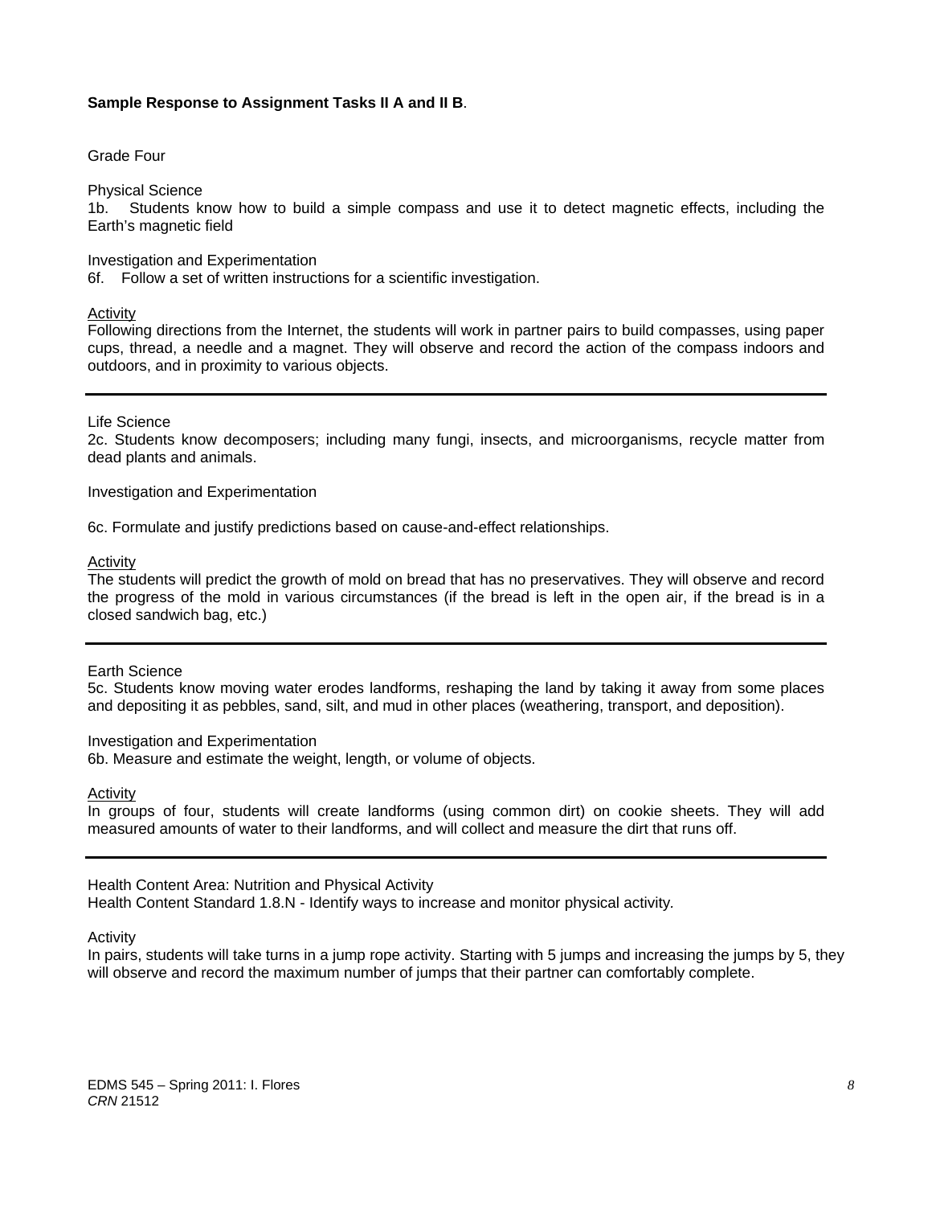**Sample Response to Assignment Tasks II A and II B**.

Grade Four

Physical Science
1b. Students know how to build a simple compass and use it to detect magnetic effects, including the Earth's magnetic field

Investigation and Experimentation
6f. Follow a set of written instructions for a scientific investigation.

Activity
Following directions from the Internet, the students will work in partner pairs to build compasses, using paper cups, thread, a needle and a magnet. They will observe and record the action of the compass indoors and outdoors, and in proximity to various objects.

---

Life Science
2c. Students know decomposers; including many fungi, insects, and microorganisms, recycle matter from dead plants and animals.

Investigation and Experimentation

6c. Formulate and justify predictions based on cause-and-effect relationships.

Activity
The students will predict the growth of mold on bread that has no preservatives. They will observe and record the progress of the mold in various circumstances (if the bread is left in the open air, if the bread is in a closed sandwich bag, etc.)

---

Earth Science
5c. Students know moving water erodes landforms, reshaping the land by taking it away from some places and depositing it as pebbles, sand, silt, and mud in other places (weathering, transport, and deposition).

Investigation and Experimentation
6b. Measure and estimate the weight, length, or volume of objects.

Activity
In groups of four, students will create landforms (using common dirt) on cookie sheets. They will add measured amounts of water to their landforms, and will collect and measure the dirt that runs off.

---

Health Content Area: Nutrition and Physical Activity
Health Content Standard 1.8.N - Identify ways to increase and monitor physical activity*.*

Activity
In pairs, students will take turns in a jump rope activity. Starting with 5 jumps and increasing the jumps by 5, they will observe and record the maximum number of jumps that their partner can comfortably complete.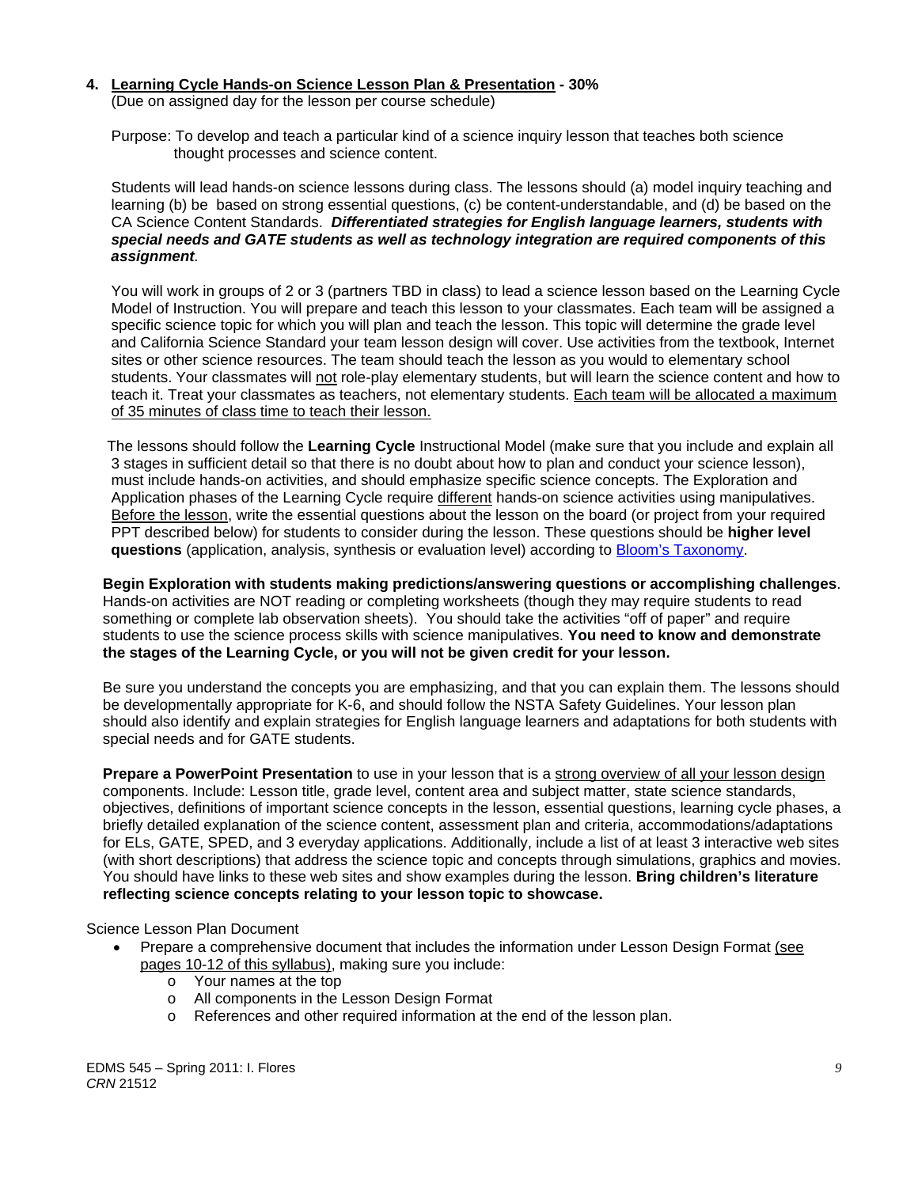**4. Learning Cycle Hands-on Science Lesson Plan & Presentation - 30%**
(Due on assigned day for the lesson per course schedule)

Purpose: To develop and teach a particular kind of a science inquiry lesson that teaches both science thought processes and science content.

Students will lead hands-on science lessons during class. The lessons should (a) model inquiry teaching and learning (b) be based on strong essential questions, (c) be content-understandable, and (d) be based on the CA Science Content Standards. ***Differentiated strategies for English language learners, students with special needs and GATE students as well as technology integration are required components of this assignment***.

You will work in groups of 2 or 3 (partners TBD in class) to lead a science lesson based on the Learning Cycle Model of Instruction. You will prepare and teach this lesson to your classmates. Each team will be assigned a specific science topic for which you will plan and teach the lesson. This topic will determine the grade level and California Science Standard your team lesson design will cover. Use activities from the textbook, Internet sites or other science resources. The team should teach the lesson as you would to elementary school students. Your classmates will not role-play elementary students, but will learn the science content and how to teach it. Treat your classmates as teachers, not elementary students. Each team will be allocated a maximum of 35 minutes of class time to teach their lesson.

The lessons should follow the **Learning Cycle** Instructional Model (make sure that you include and explain all 3 stages in sufficient detail so that there is no doubt about how to plan and conduct your science lesson), must include hands-on activities, and should emphasize specific science concepts. The Exploration and Application phases of the Learning Cycle require different hands-on science activities using manipulatives. Before the lesson, write the essential questions about the lesson on the board (or project from your required PPT described below) for students to consider during the lesson. These questions should be **higher level questions** (application, analysis, synthesis or evaluation level) according to Bloom's Taxonomy.

**Begin Exploration with students making predictions/answering questions or accomplishing challenges**. Hands-on activities are NOT reading or completing worksheets (though they may require students to read something or complete lab observation sheets). You should take the activities "off of paper" and require students to use the science process skills with science manipulatives. **You need to know and demonstrate the stages of the Learning Cycle, or you will not be given credit for your lesson.**

Be sure you understand the concepts you are emphasizing, and that you can explain them. The lessons should be developmentally appropriate for K-6, and should follow the NSTA Safety Guidelines. Your lesson plan should also identify and explain strategies for English language learners and adaptations for both students with special needs and for GATE students.

**Prepare a PowerPoint Presentation** to use in your lesson that is a strong overview of all your lesson design components. Include: Lesson title, grade level, content area and subject matter, state science standards, objectives, definitions of important science concepts in the lesson, essential questions, learning cycle phases, a briefly detailed explanation of the science content, assessment plan and criteria, accommodations/adaptations for ELs, GATE, SPED, and 3 everyday applications. Additionally, include a list of at least 3 interactive web sites (with short descriptions) that address the science topic and concepts through simulations, graphics and movies. You should have links to these web sites and show examples during the lesson. **Bring children's literature reflecting science concepts relating to your lesson topic to showcase.**

Science Lesson Plan Document

- Prepare a comprehensive document that includes the information under Lesson Design Format (see pages 10-12 of this syllabus), making sure you include:
  - Your names at the top
  - All components in the Lesson Design Format
  - References and other required information at the end of the lesson plan.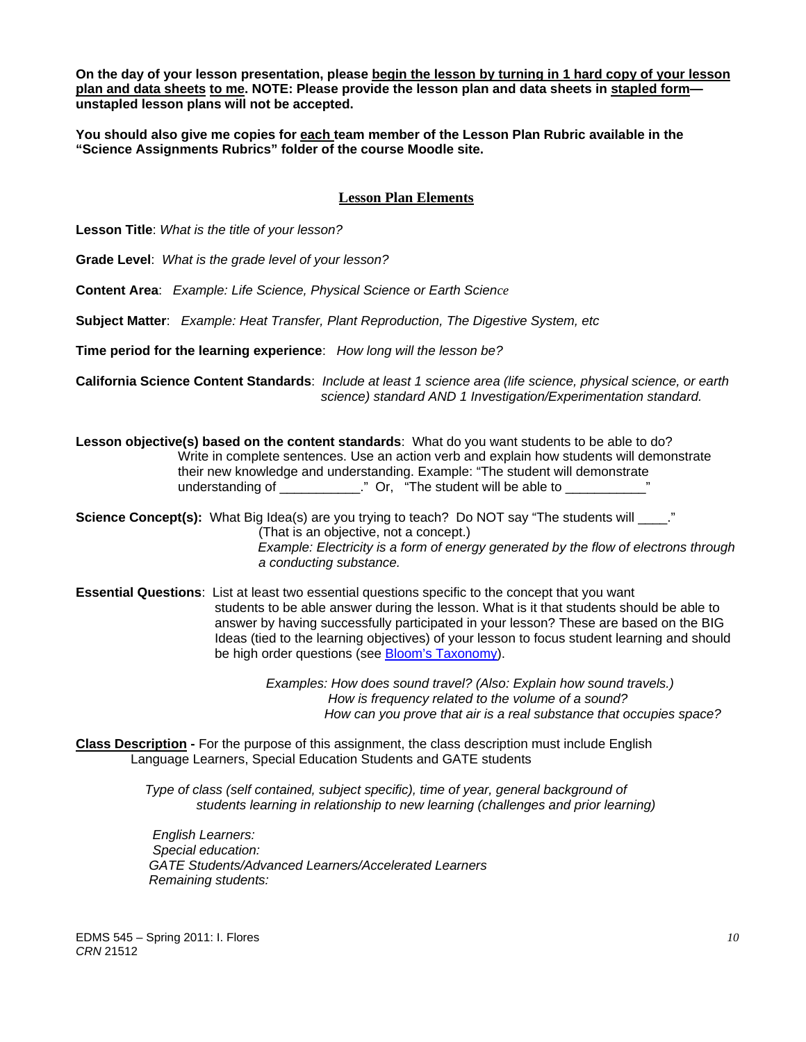**On the day of your lesson presentation, please <u>begin the lesson by turning in 1 hard copy of your lesson plan and data sheets</u> <u>to me</u>. NOTE: Please provide the lesson plan and data sheets in <u>stapled form</u>—unstapled lesson plans will not be accepted.**

**You should also give me copies for <u>each</u> team member of the Lesson Plan Rubric available in the "Science Assignments Rubrics" folder of the course Moodle site.**

## <u>Lesson Plan Elements</u>

**Lesson Title**: *What is the title of your lesson?*

**Grade Level**: *What is the grade level of your lesson?*

**Content Area**: *Example: Life Science, Physical Science or Earth Science*

**Subject Matter**: *Example: Heat Transfer, Plant Reproduction, The Digestive System, etc*

**Time period for the learning experience**: *How long will the lesson be?*

**California Science Content Standards**: *Include at least 1 science area (life science, physical science, or earth science) standard AND 1 Investigation/Experimentation standard.*

**Lesson objective(s) based on the content standards**: What do you want students to be able to do? Write in complete sentences. Use an action verb and explain how students will demonstrate their new knowledge and understanding. Example: "The student will demonstrate understanding of ___________." Or, "The student will be able to ___________"

**Science Concept(s):** What Big Idea(s) are you trying to teach? Do NOT say "The students will ____." (That is an objective, not a concept.)
*Example: Electricity is a form of energy generated by the flow of electrons through a conducting substance.*

**Essential Questions**: List at least two essential questions specific to the concept that you want students to be able answer during the lesson. What is it that students should be able to answer by having successfully participated in your lesson? These are based on the BIG Ideas (tied to the learning objectives) of your lesson to focus student learning and should be high order questions (see Bloom's Taxonomy).

*Examples: How does sound travel? (Also: Explain how sound travels.)*
*How is frequency related to the volume of a sound?*
*How can you prove that air is a real substance that occupies space?*

**<u>Class Description</u> -** For the purpose of this assignment, the class description must include English Language Learners, Special Education Students and GATE students

*Type of class (self contained, subject specific), time of year, general background of students learning in relationship to new learning (challenges and prior learning)*

*English Learners:*
*Special education:*
*GATE Students/Advanced Learners/Accelerated Learners*
*Remaining students:*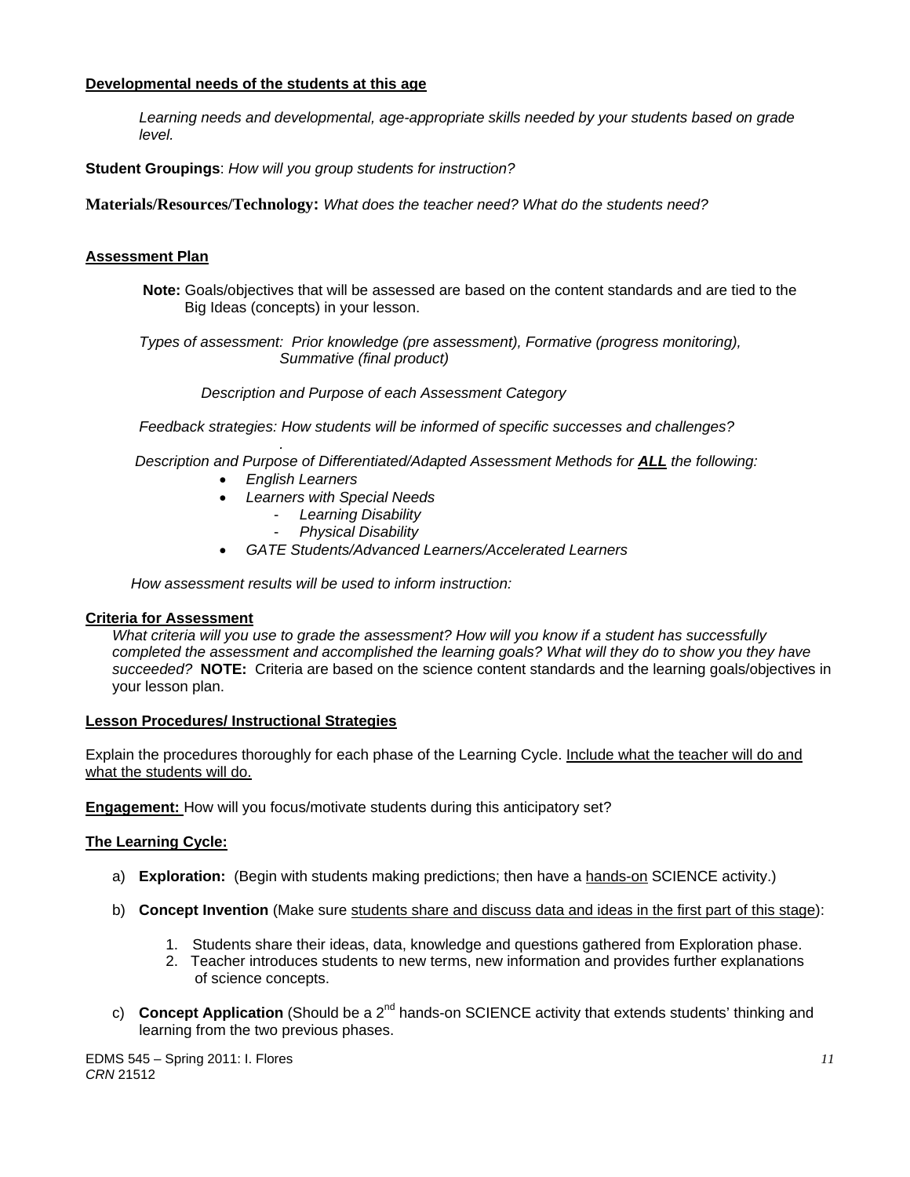**Developmental needs of the students at this age**

*Learning needs and developmental, age-appropriate skills needed by your students based on grade level.*

**Student Groupings**: *How will you group students for instruction?*

**Materials/Resources/Technology:** *What does the teacher need? What do the students need?*

**Assessment Plan**

**Note:** Goals/objectives that will be assessed are based on the content standards and are tied to the Big Ideas (concepts) in your lesson.

*Types of assessment: Prior knowledge (pre assessment), Formative (progress monitoring), Summative (final product)*

*Description and Purpose of each Assessment Category*

*Feedback strategies: How students will be informed of specific successes and challenges?*

*Description and Purpose of Differentiated/Adapted Assessment Methods for **ALL** the following:*

- *English Learners*
- *Learners with Special Needs*
  - *Learning Disability*
  - *Physical Disability*
- *GATE Students/Advanced Learners/Accelerated Learners*

*How assessment results will be used to inform instruction:*

**Criteria for Assessment**

*What criteria will you use to grade the assessment? How will you know if a student has successfully completed the assessment and accomplished the learning goals? What will they do to show you they have succeeded?* **NOTE:** Criteria are based on the science content standards and the learning goals/objectives in your lesson plan.

**Lesson Procedures/ Instructional Strategies**

Explain the procedures thoroughly for each phase of the Learning Cycle. Include what the teacher will do and what the students will do.

**Engagement:** How will you focus/motivate students during this anticipatory set?

**The Learning Cycle:**

a) **Exploration:** (Begin with students making predictions; then have a hands-on SCIENCE activity.)

b) **Concept Invention** (Make sure students share and discuss data and ideas in the first part of this stage):

   1. Students share their ideas, data, knowledge and questions gathered from Exploration phase.
   2. Teacher introduces students to new terms, new information and provides further explanations of science concepts.

c) **Concept Application** (Should be a 2nd hands-on SCIENCE activity that extends students' thinking and learning from the two previous phases.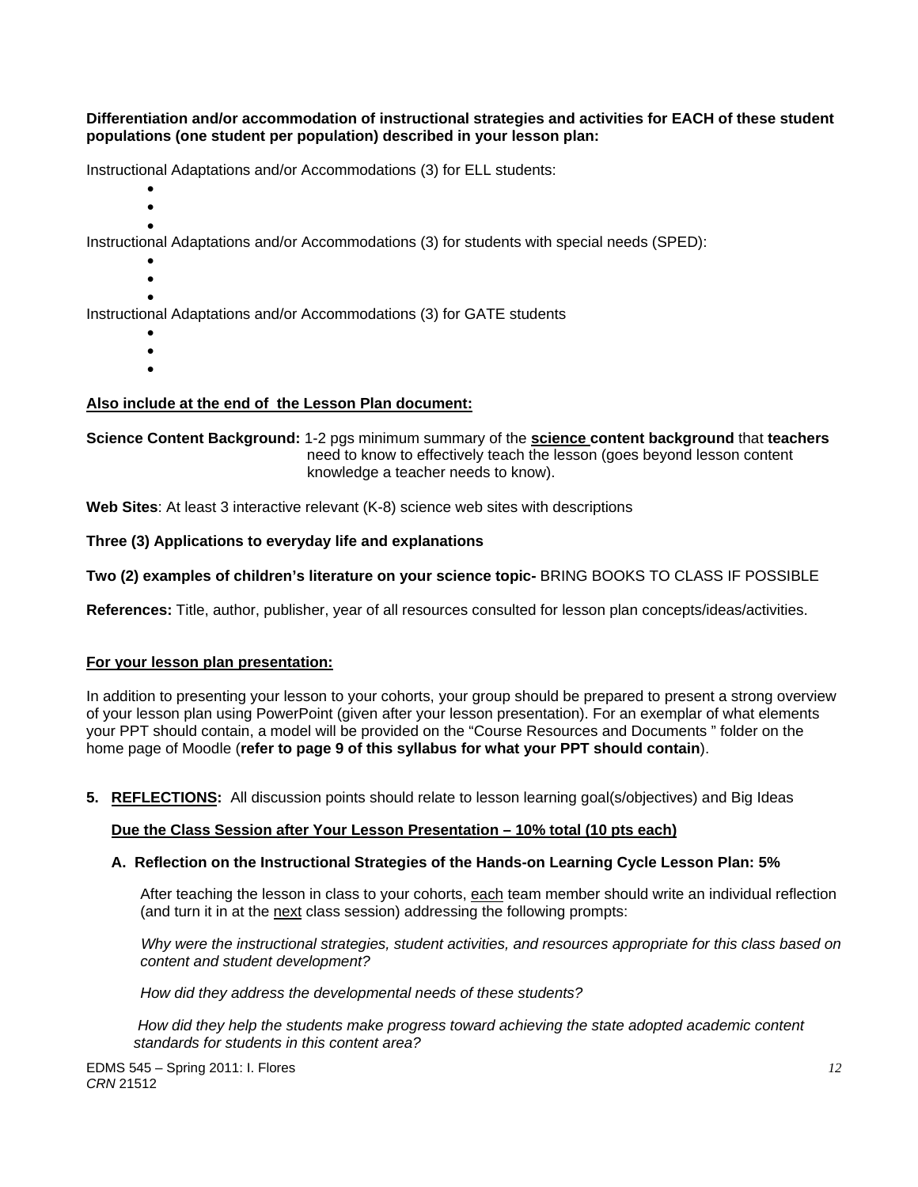**Differentiation and/or accommodation of instructional strategies and activities for EACH of these student populations (one student per population) described in your lesson plan:**

Instructional Adaptations and/or Accommodations (3) for ELL students:

- 
- 
- 

Instructional Adaptations and/or Accommodations (3) for students with special needs (SPED):

- 
- 
- 

Instructional Adaptations and/or Accommodations (3) for GATE students

- 
- 
- 

**Also include at the end of the Lesson Plan document:**

**Science Content Background:** 1-2 pgs minimum summary of the **science content background** that **teachers** need to know to effectively teach the lesson (goes beyond lesson content knowledge a teacher needs to know).

**Web Sites**: At least 3 interactive relevant (K-8) science web sites with descriptions

**Three (3) Applications to everyday life and explanations**

**Two (2) examples of children's literature on your science topic-** BRING BOOKS TO CLASS IF POSSIBLE

**References:** Title, author, publisher, year of all resources consulted for lesson plan concepts/ideas/activities.

**For your lesson plan presentation:**

In addition to presenting your lesson to your cohorts, your group should be prepared to present a strong overview of your lesson plan using PowerPoint (given after your lesson presentation). For an exemplar of what elements your PPT should contain, a model will be provided on the "Course Resources and Documents " folder on the home page of Moodle (**refer to page 9 of this syllabus for what your PPT should contain**).

**5. REFLECTIONS:** All discussion points should relate to lesson learning goal(s/objectives) and Big Ideas

**Due the Class Session after Your Lesson Presentation – 10% total (10 pts each)**

**A. Reflection on the Instructional Strategies of the Hands-on Learning Cycle Lesson Plan: 5%**

After teaching the lesson in class to your cohorts, each team member should write an individual reflection (and turn it in at the next class session) addressing the following prompts:

*Why were the instructional strategies, student activities, and resources appropriate for this class based on content and student development?*

*How did they address the developmental needs of these students?*

*How did they help the students make progress toward achieving the state adopted academic content standards for students in this content area?*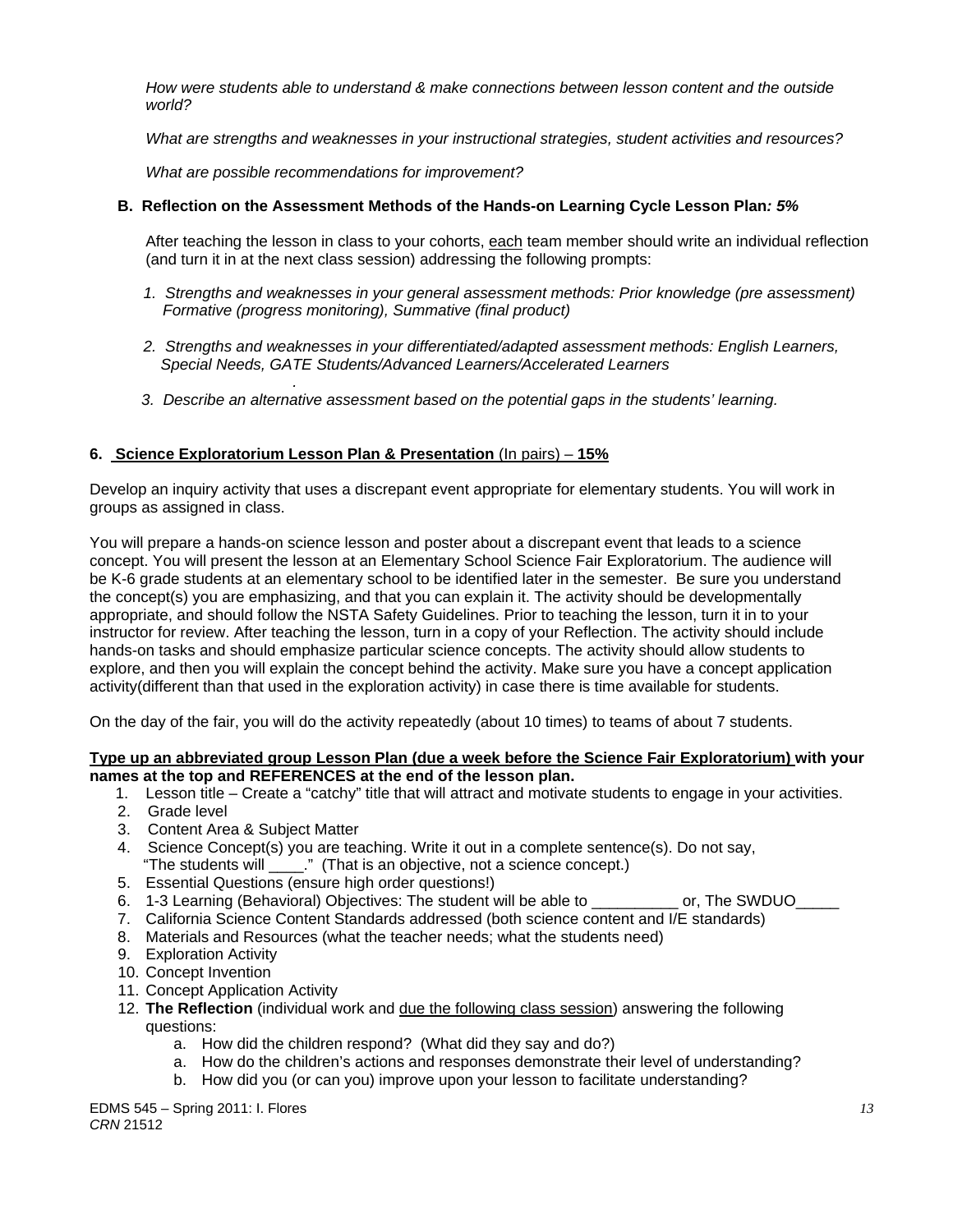*How were students able to understand & make connections between lesson content and the outside world?*

*What are strengths and weaknesses in your instructional strategies, student activities and resources?*

*What are possible recommendations for improvement?*

**B. Reflection on the Assessment Methods of the Hands-on Learning Cycle Lesson Plan*: 5%***

After teaching the lesson in class to your cohorts, each team member should write an individual reflection (and turn it in at the next class session) addressing the following prompts:

1. *Strengths and weaknesses in your general assessment methods: Prior knowledge (pre assessment) Formative (progress monitoring), Summative (final product)*
2. *Strengths and weaknesses in your differentiated/adapted assessment methods: English Learners, Special Needs, GATE Students/Advanced Learners/Accelerated Learners*
3. *Describe an alternative assessment based on the potential gaps in the students' learning.*

**6. Science Exploratorium Lesson Plan & Presentation** (In pairs) – **15%**

Develop an inquiry activity that uses a discrepant event appropriate for elementary students. You will work in groups as assigned in class.

You will prepare a hands-on science lesson and poster about a discrepant event that leads to a science concept. You will present the lesson at an Elementary School Science Fair Exploratorium. The audience will be K-6 grade students at an elementary school to be identified later in the semester. Be sure you understand the concept(s) you are emphasizing, and that you can explain it. The activity should be developmentally appropriate, and should follow the NSTA Safety Guidelines. Prior to teaching the lesson, turn it in to your instructor for review. After teaching the lesson, turn in a copy of your Reflection. The activity should include hands-on tasks and should emphasize particular science concepts. The activity should allow students to explore, and then you will explain the concept behind the activity. Make sure you have a concept application activity(different than that used in the exploration activity) in case there is time available for students.

On the day of the fair, you will do the activity repeatedly (about 10 times) to teams of about 7 students.

**Type up an abbreviated group Lesson Plan (due a week before the Science Fair Exploratorium) with your names at the top and REFERENCES at the end of the lesson plan.**

1. Lesson title – Create a "catchy" title that will attract and motivate students to engage in your activities.
2. Grade level
3. Content Area & Subject Matter
4. Science Concept(s) you are teaching. Write it out in a complete sentence(s). Do not say, "The students will ____." (That is an objective, not a science concept.)
5. Essential Questions (ensure high order questions!)
6. 1-3 Learning (Behavioral) Objectives: The student will be able to __________ or, The SWDUO_____
7. California Science Content Standards addressed (both science content and I/E standards)
8. Materials and Resources (what the teacher needs; what the students need)
9. Exploration Activity
10. Concept Invention
11. Concept Application Activity
12. **The Reflection** (individual work and due the following class session) answering the following questions:
    a. How did the children respond? (What did they say and do?)
    a. How do the children's actions and responses demonstrate their level of understanding?
    b. How did you (or can you) improve upon your lesson to facilitate understanding?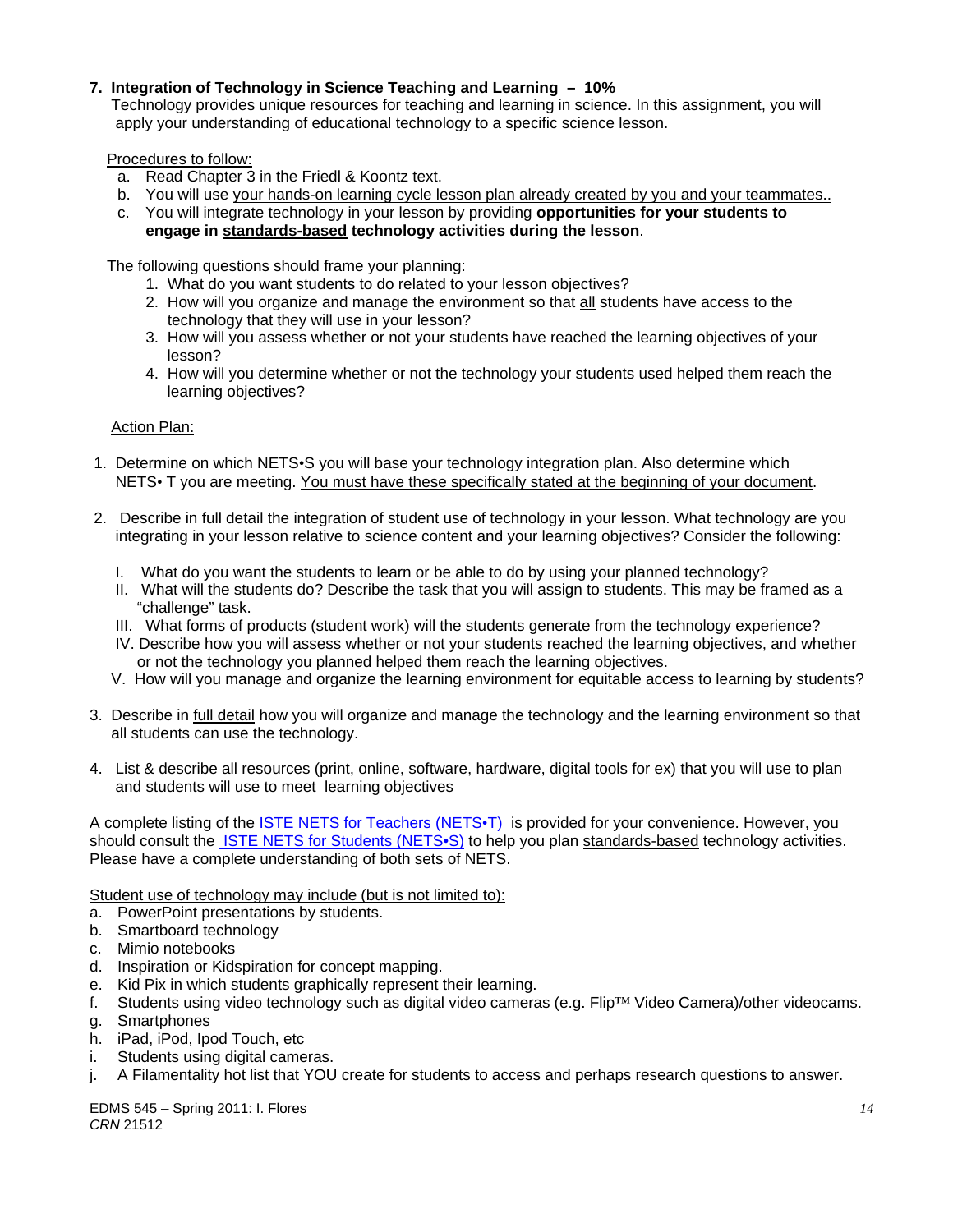### 7. Integration of Technology in Science Teaching and Learning – 10%

Technology provides unique resources for teaching and learning in science. In this assignment, you will apply your understanding of educational technology to a specific science lesson.

Procedures to follow:

a. Read Chapter 3 in the Friedl & Koontz text.
b. You will use your hands-on learning cycle lesson plan already created by you and your teammates..
c. You will integrate technology in your lesson by providing **opportunities for your students to engage in standards-based technology activities during the lesson**.

The following questions should frame your planning:

1. What do you want students to do related to your lesson objectives?
2. How will you organize and manage the environment so that all students have access to the technology that they will use in your lesson?
3. How will you assess whether or not your students have reached the learning objectives of your lesson?
4. How will you determine whether or not the technology your students used helped them reach the learning objectives?

Action Plan:

1. Determine on which NETS•S you will base your technology integration plan. Also determine which NETS• T you are meeting. You must have these specifically stated at the beginning of your document.

2. Describe in full detail the integration of student use of technology in your lesson. What technology are you integrating in your lesson relative to science content and your learning objectives? Consider the following:

   I. What do you want the students to learn or be able to do by using your planned technology?
   II. What will the students do? Describe the task that you will assign to students. This may be framed as a "challenge" task.
   III. What forms of products (student work) will the students generate from the technology experience?
   IV. Describe how you will assess whether or not your students reached the learning objectives, and whether or not the technology you planned helped them reach the learning objectives.
   V. How will you manage and organize the learning environment for equitable access to learning by students?

3. Describe in full detail how you will organize and manage the technology and the learning environment so that all students can use the technology.

4. List & describe all resources (print, online, software, hardware, digital tools for ex) that you will use to plan and students will use to meet learning objectives

A complete listing of the ISTE NETS for Teachers (NETS•T) is provided for your convenience. However, you should consult the ISTE NETS for Students (NETS•S) to help you plan standards-based technology activities. Please have a complete understanding of both sets of NETS.

Student use of technology may include (but is not limited to):

a. PowerPoint presentations by students.
b. Smartboard technology
c. Mimio notebooks
d. Inspiration or Kidspiration for concept mapping.
e. Kid Pix in which students graphically represent their learning.
f. Students using video technology such as digital video cameras (e.g. Flip™ Video Camera)/other videocams.
g. Smartphones
h. iPad, iPod, Ipod Touch, etc
i. Students using digital cameras.
j. A Filamentality hot list that YOU create for students to access and perhaps research questions to answer.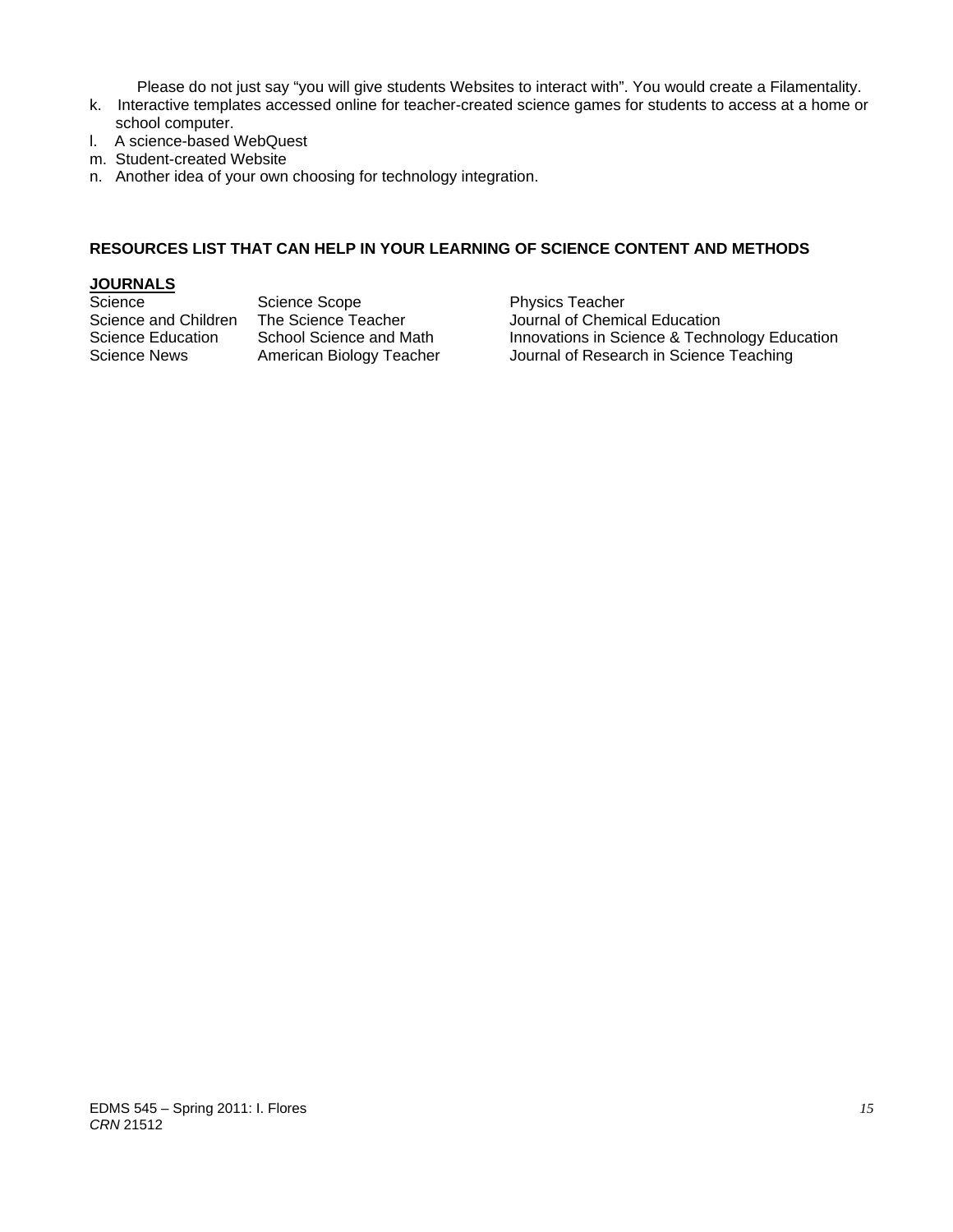Please do not just say "you will give students Websites to interact with". You would create a Filamentality.

k. Interactive templates accessed online for teacher-created science games for students to access at a home or school computer.
l. A science-based WebQuest
m. Student-created Website
n. Another idea of your own choosing for technology integration.

**RESOURCES LIST THAT CAN HELP IN YOUR LEARNING OF SCIENCE CONTENT AND METHODS**

**JOURNALS**

| | | |
|---|---|---|
| Science | Science Scope | Physics Teacher |
| Science and Children | The Science Teacher | Journal of Chemical Education |
| Science Education | School Science and Math | Innovations in Science & Technology Education |
| Science News | American Biology Teacher | Journal of Research in Science Teaching |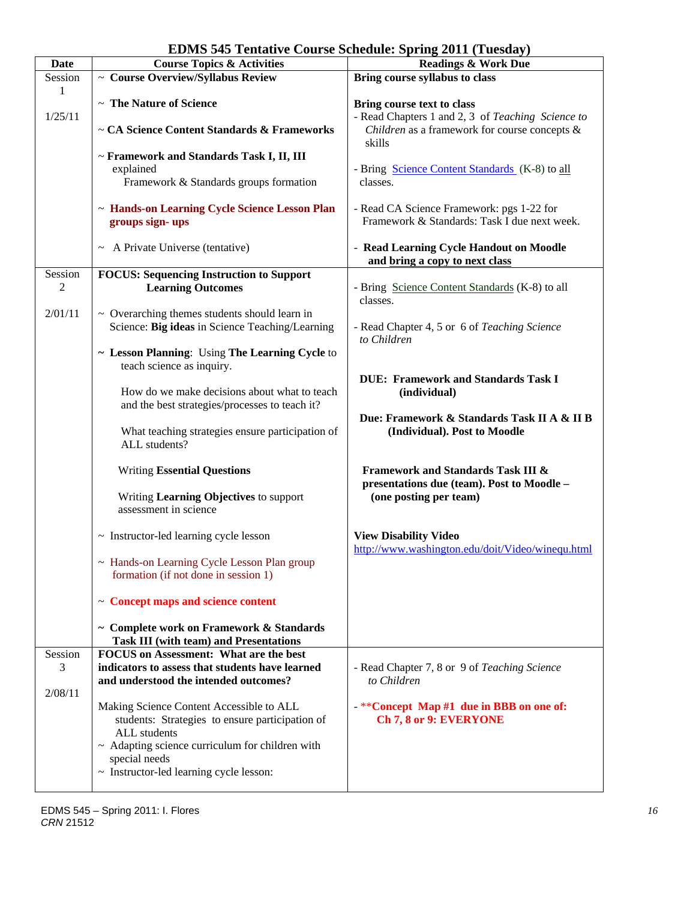# EDMS 545 Tentative Course Schedule: Spring 2011 (Tuesday)

| Date | Course Topics & Activities | Readings & Work Due |
|---|---|---|
| Session 1<br><br>1/25/11 | ~ **Course Overview/Syllabus Review**<br><br>~ **The Nature of Science**<br><br>~ **CA Science Content Standards & Frameworks**<br><br>~ **Framework and Standards Task I, II, III** explained<br>Framework & Standards groups formation<br><br>~ **Hands-on Learning Cycle Science Lesson Plan groups sign- ups**<br><br>~ A Private Universe (tentative) | **Bring course syllabus to class**<br><br>**Bring course text to class**<br>- Read Chapters 1 and 2, 3 of *Teaching Science to Children* as a framework for course concepts & skills<br><br>- Bring Science Content Standards (K-8) to all classes.<br><br>- Read CA Science Framework: pgs 1-22 for Framework & Standards: Task I due next week.<br><br>- **Read Learning Cycle Handout on Moodle and bring a copy to next class** |
| Session 2<br><br>2/01/11 | **FOCUS: Sequencing Instruction to Support Learning Outcomes**<br><br>~ Overarching themes students should learn in Science: **Big ideas** in Science Teaching/Learning<br><br>~ **Lesson Planning**: Using **The Learning Cycle** to teach science as inquiry.<br><br>How do we make decisions about what to teach and the best strategies/processes to teach it?<br><br>What teaching strategies ensure participation of ALL students?<br><br>Writing **Essential Questions**<br><br>Writing **Learning Objectives** to support assessment in science<br><br>~ Instructor-led learning cycle lesson<br><br>~ Hands-on Learning Cycle Lesson Plan group formation (if not done in session 1)<br><br>~ **Concept maps and science content**<br><br>~ **Complete work on Framework & Standards Task III (with team) and Presentations** | - Bring Science Content Standards (K-8) to all classes.<br><br>- Read Chapter 4, 5 or 6 of *Teaching Science to Children*<br><br>**DUE: Framework and Standards Task I (individual)**<br><br>**Due: Framework & Standards Task II A & II B (Individual). Post to Moodle**<br><br>**Framework and Standards Task III & presentations due (team). Post to Moodle – (one posting per team)**<br><br>**View Disability Video**<br>http://www.washington.edu/doit/Video/winequ.html |
| Session 3<br><br>2/08/11 | **FOCUS on Assessment: What are the best indicators to assess that students have learned and understood the intended outcomes?**<br><br>Making Science Content Accessible to ALL students: Strategies to ensure participation of ALL students<br>~ Adapting science curriculum for children with special needs<br>~ Instructor-led learning cycle lesson: | - Read Chapter 7, 8 or 9 of *Teaching Science to Children*<br><br>- **\*\*Concept Map #1 due in BBB on one of: Ch 7, 8 or 9: EVERYONE** |

EDMS 545 – Spring 2011: I. Flores
*CRN* 21512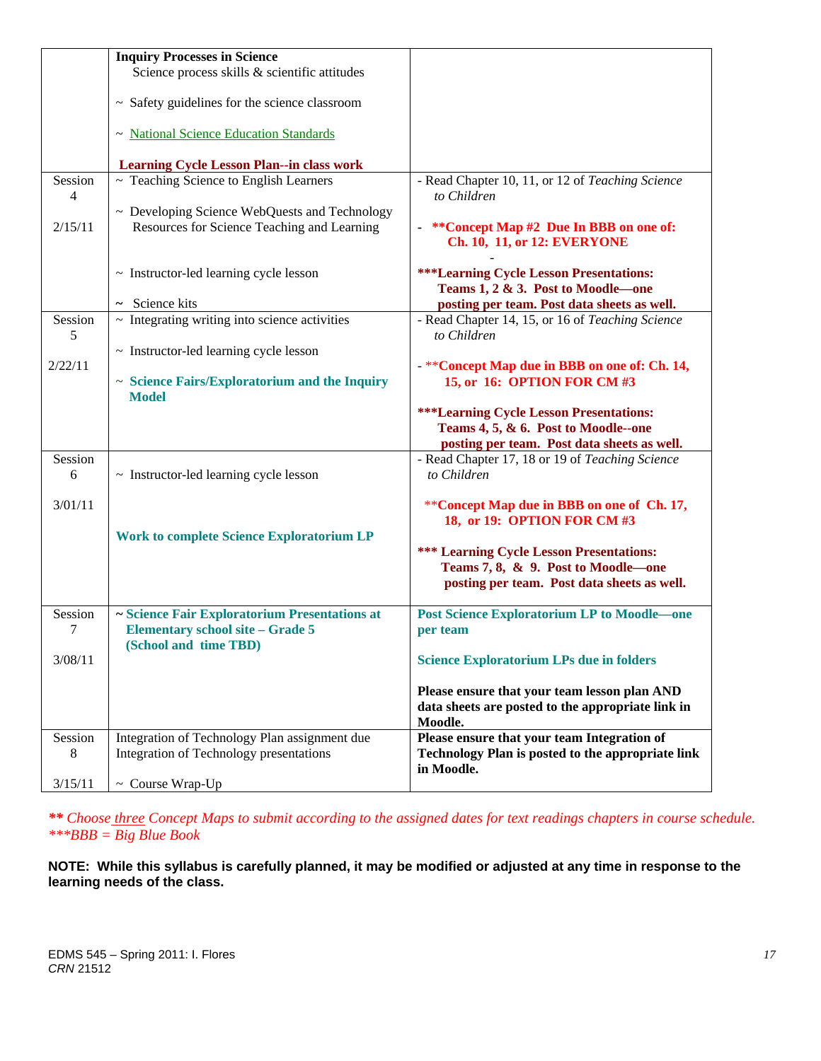| | | |
|---|---|---|
| | **Inquiry Processes in Science**<br>Science process skills & scientific attitudes<br><br>~ Safety guidelines for the science classroom<br><br>~ National Science Education Standards<br><br>**Learning Cycle Lesson Plan--in class work** | |
| Session 4<br><br>2/15/11 | ~ Teaching Science to English Learners<br><br>~ Developing Science WebQuests and Technology Resources for Science Teaching and Learning<br><br>~ Instructor-led learning cycle lesson<br><br>~ Science kits | - Read Chapter 10, 11, or 12 of *Teaching Science to Children*<br><br>- **\*\*Concept Map #2 Due In BBB on one of: Ch. 10, 11, or 12: EVERYONE**<br>-<br>**\*\*\*Learning Cycle Lesson Presentations: Teams 1, 2 & 3. Post to Moodle—one posting per team. Post data sheets as well.** |
| Session 5<br><br>2/22/11 | ~ Integrating writing into science activities<br><br>~ Instructor-led learning cycle lesson<br><br>~ **Science Fairs/Exploratorium and the Inquiry Model** | - Read Chapter 14, 15, or 16 of *Teaching Science to Children*<br><br>- \*\***Concept Map due in BBB on one of: Ch. 14, 15, or 16: OPTION FOR CM #3**<br><br>**\*\*\*Learning Cycle Lesson Presentations: Teams 4, 5, & 6. Post to Moodle--one posting per team. Post data sheets as well.** |
| Session 6<br><br>3/01/11 | ~ Instructor-led learning cycle lesson<br><br>**Work to complete Science Exploratorium LP** | - Read Chapter 17, 18 or 19 of *Teaching Science to Children*<br><br>\*\***Concept Map due in BBB on one of Ch. 17, 18, or 19: OPTION FOR CM #3**<br><br>**\*\*\* Learning Cycle Lesson Presentations: Teams 7, 8, & 9. Post to Moodle—one posting per team. Post data sheets as well.** |
| Session 7<br><br>3/08/11 | **~ Science Fair Exploratorium Presentations at Elementary school site – Grade 5 (School and time TBD)** | **Post Science Exploratorium LP to Moodle—one per team**<br><br>**Science Exploratorium LPs due in folders**<br><br>**Please ensure that your team lesson plan AND data sheets are posted to the appropriate link in Moodle.** |
| Session 8<br><br>3/15/11 | Integration of Technology Plan assignment due<br>Integration of Technology presentations<br><br>~ Course Wrap-Up | **Please ensure that your team Integration of Technology Plan is posted to the appropriate link in Moodle.** |

*\*\* Choose three Concept Maps to submit according to the assigned dates for text readings chapters in course schedule.*
*\*\*\*BBB = Big Blue Book*

**NOTE: While this syllabus is carefully planned, it may be modified or adjusted at any time in response to the learning needs of the class.**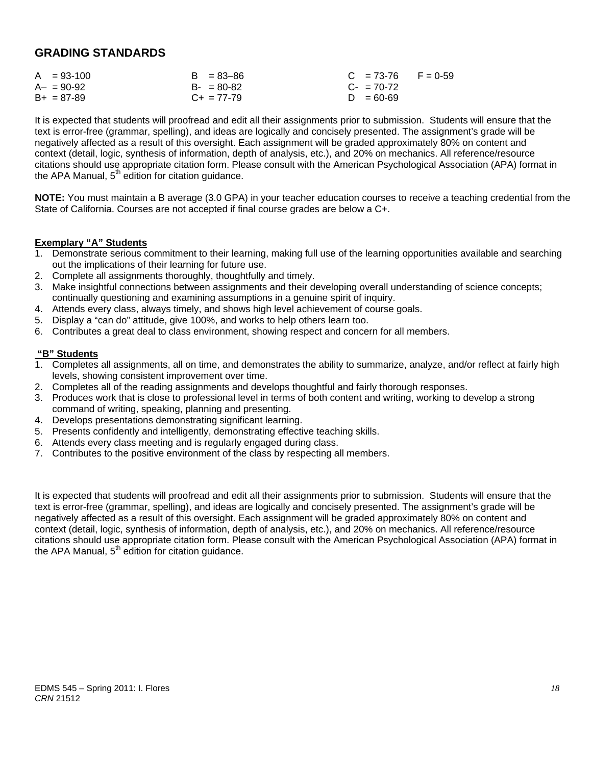## GRADING STANDARDS

| | | | |
|---|---|---|---|
| A = 93-100 | B = 83–86 | C = 73-76 | F = 0-59 |
| A– = 90-92 | B- = 80-82 | C- = 70-72 | |
| B+ = 87-89 | C+ = 77-79 | D = 60-69 | |

It is expected that students will proofread and edit all their assignments prior to submission. Students will ensure that the text is error-free (grammar, spelling), and ideas are logically and concisely presented. The assignment's grade will be negatively affected as a result of this oversight. Each assignment will be graded approximately 80% on content and context (detail, logic, synthesis of information, depth of analysis, etc.), and 20% on mechanics. All reference/resource citations should use appropriate citation form. Please consult with the American Psychological Association (APA) format in the APA Manual, 5th edition for citation guidance.

**NOTE:** You must maintain a B average (3.0 GPA) in your teacher education courses to receive a teaching credential from the State of California. Courses are not accepted if final course grades are below a C+.

**Exemplary "A" Students**

1. Demonstrate serious commitment to their learning, making full use of the learning opportunities available and searching out the implications of their learning for future use.
2. Complete all assignments thoroughly, thoughtfully and timely.
3. Make insightful connections between assignments and their developing overall understanding of science concepts; continually questioning and examining assumptions in a genuine spirit of inquiry.
4. Attends every class, always timely, and shows high level achievement of course goals.
5. Display a "can do" attitude, give 100%, and works to help others learn too.
6. Contributes a great deal to class environment, showing respect and concern for all members.

**"B" Students**

1. Completes all assignments, all on time, and demonstrates the ability to summarize, analyze, and/or reflect at fairly high levels, showing consistent improvement over time.
2. Completes all of the reading assignments and develops thoughtful and fairly thorough responses.
3. Produces work that is close to professional level in terms of both content and writing, working to develop a strong command of writing, speaking, planning and presenting.
4. Develops presentations demonstrating significant learning.
5. Presents confidently and intelligently, demonstrating effective teaching skills.
6. Attends every class meeting and is regularly engaged during class.
7. Contributes to the positive environment of the class by respecting all members.

It is expected that students will proofread and edit all their assignments prior to submission. Students will ensure that the text is error-free (grammar, spelling), and ideas are logically and concisely presented. The assignment's grade will be negatively affected as a result of this oversight. Each assignment will be graded approximately 80% on content and context (detail, logic, synthesis of information, depth of analysis, etc.), and 20% on mechanics. All reference/resource citations should use appropriate citation form. Please consult with the American Psychological Association (APA) format in the APA Manual, 5th edition for citation guidance.